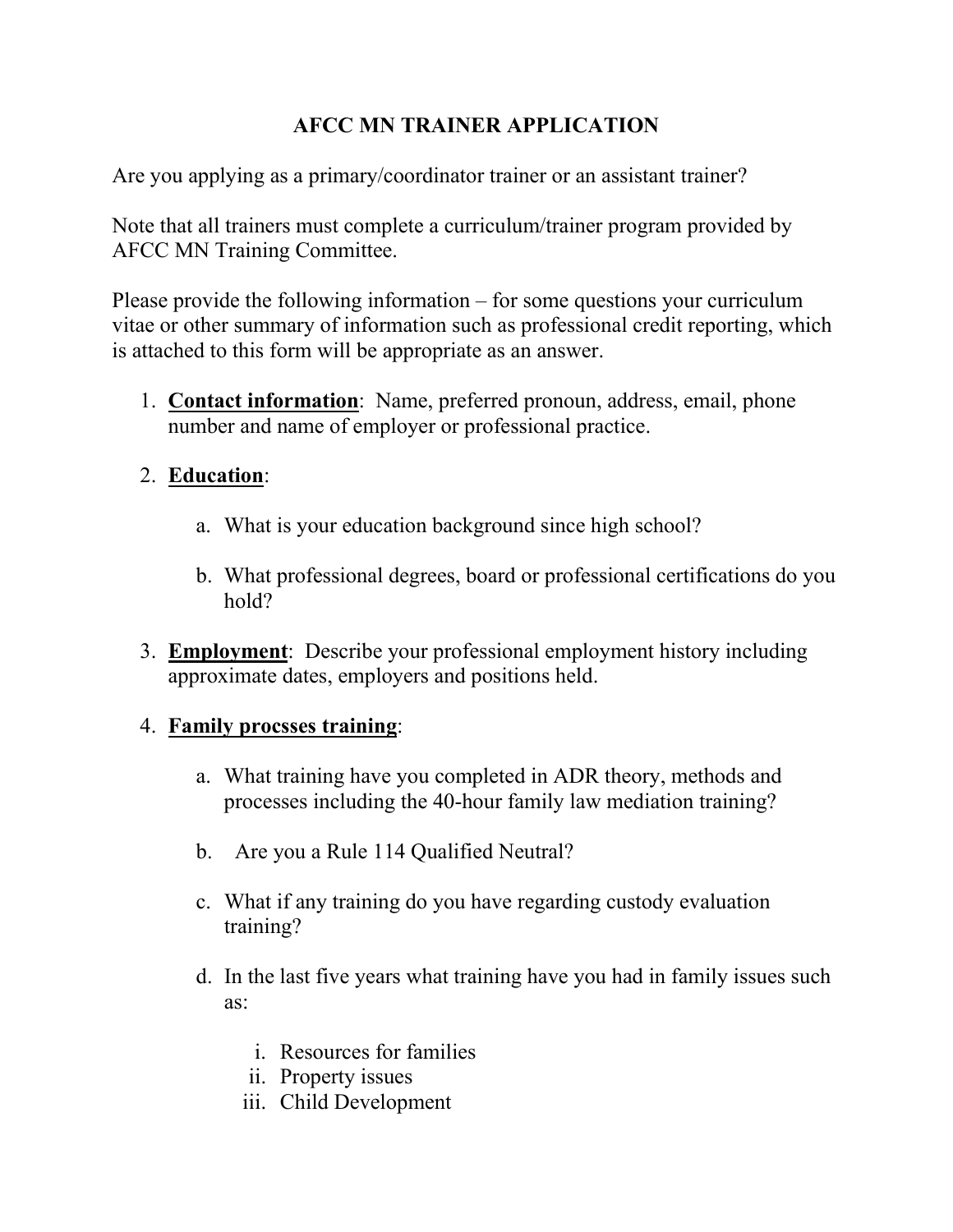# AFCC MN TRAINER APPLICATION

Are you applying as a primary/coordinator trainer or an assistant trainer?

Note that all trainers must complete a curriculum/trainer program provided by AFCC MN Training Committee.

Please provide the following information – for some questions your curriculum vitae or other summary of information such as professional credit reporting, which is attached to this form will be appropriate as an answer.

1. **Contact information**: Name, preferred pronoun, address, email, phone number and name of employer or professional practice.

2. **Education**:

   a. What is your education background since high school?

   b. What professional degrees, board or professional certifications do you hold?

3. **Employment**: Describe your professional employment history including approximate dates, employers and positions held.

4. **Family procsses training**:

   a. What training have you completed in ADR theory, methods and processes including the 40-hour family law mediation training?

   b. Are you a Rule 114 Qualified Neutral?

   c. What if any training do you have regarding custody evaluation training?

   d. In the last five years what training have you had in family issues such as:

      i. Resources for families
      ii. Property issues
      iii. Child Development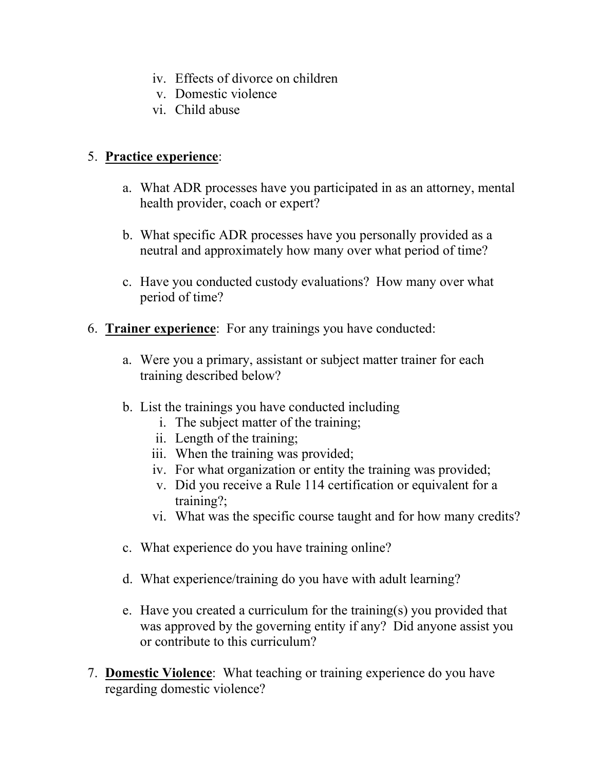iv. Effects of divorce on children
   v. Domestic violence
   vi. Child abuse

5. **Practice experience**:

   a. What ADR processes have you participated in as an attorney, mental health provider, coach or expert?

   b. What specific ADR processes have you personally provided as a neutral and approximately how many over what period of time?

   c. Have you conducted custody evaluations? How many over what period of time?

6. **Trainer experience**: For any trainings you have conducted:

   a. Were you a primary, assistant or subject matter trainer for each training described below?

   b. List the trainings you have conducted including
      i. The subject matter of the training;
      ii. Length of the training;
      iii. When the training was provided;
      iv. For what organization or entity the training was provided;
      v. Did you receive a Rule 114 certification or equivalent for a training?;
      vi. What was the specific course taught and for how many credits?

   c. What experience do you have training online?

   d. What experience/training do you have with adult learning?

   e. Have you created a curriculum for the training(s) you provided that was approved by the governing entity if any? Did anyone assist you or contribute to this curriculum?

7. **Domestic Violence**: What teaching or training experience do you have regarding domestic violence?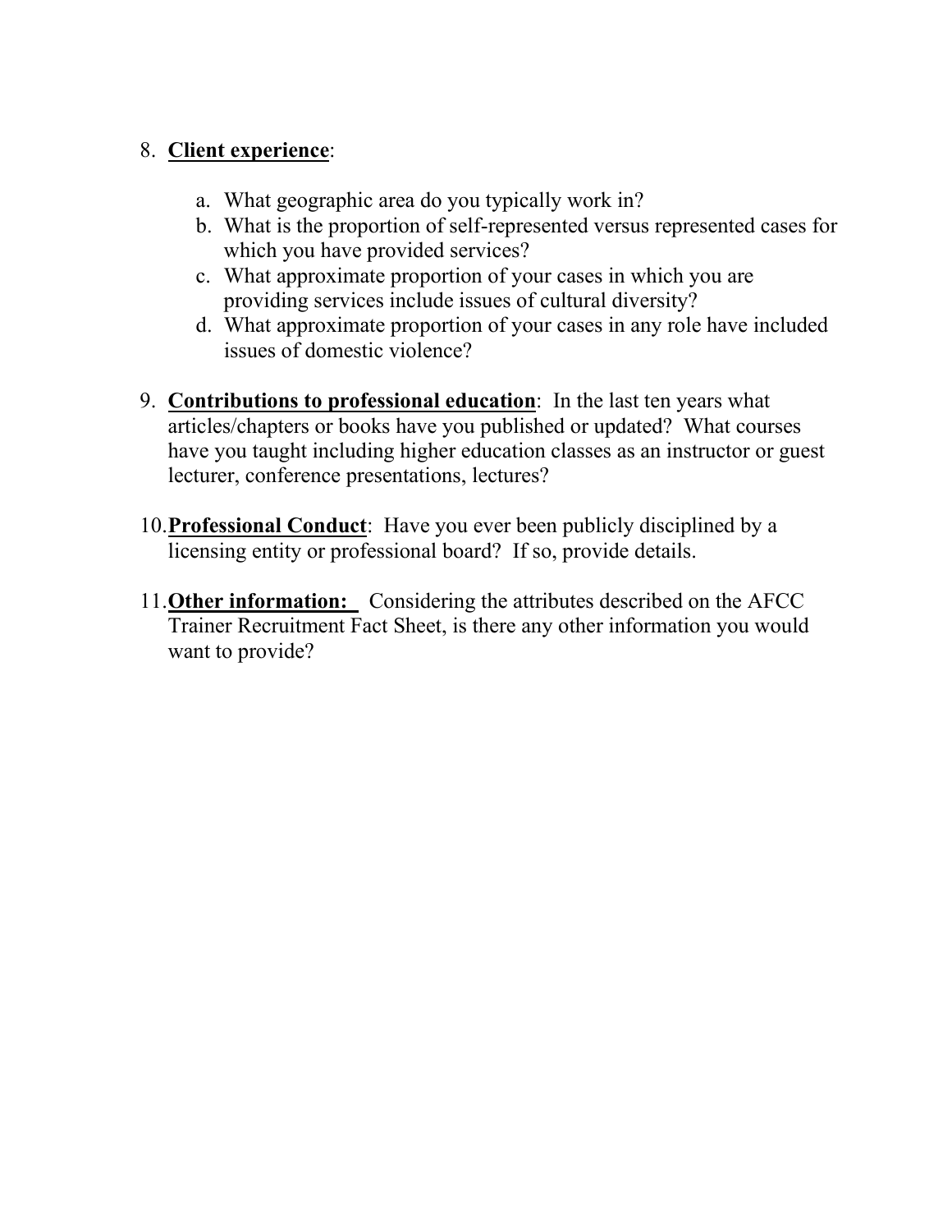8. **Client experience**:

    a. What geographic area do you typically work in?
    b. What is the proportion of self-represented versus represented cases for which you have provided services?
    c. What approximate proportion of your cases in which you are providing services include issues of cultural diversity?
    d. What approximate proportion of your cases in any role have included issues of domestic violence?

9. **Contributions to professional education**: In the last ten years what articles/chapters or books have you published or updated? What courses have you taught including higher education classes as an instructor or guest lecturer, conference presentations, lectures?

10. **Professional Conduct**: Have you ever been publicly disciplined by a licensing entity or professional board? If so, provide details.

11. **Other information:** Considering the attributes described on the AFCC Trainer Recruitment Fact Sheet, is there any other information you would want to provide?